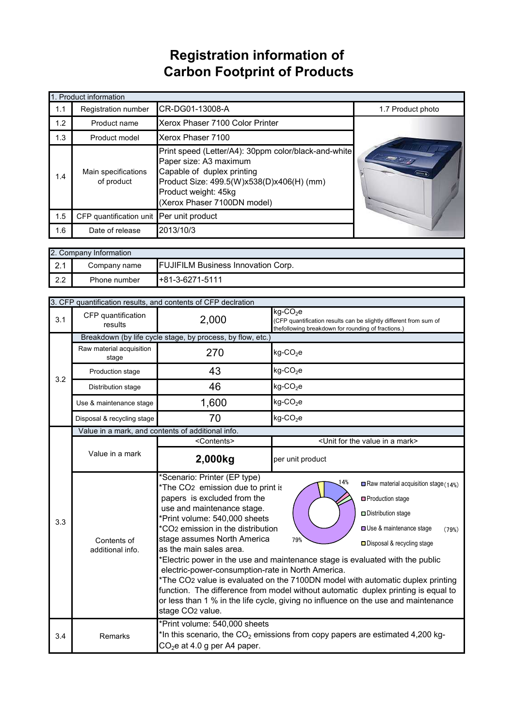# Registration information of Carbon Footprint of Products

| 1. Product information | | | |
|---|---|---|---|
| 1.1 | Registration number | CR-DG01-13008-A | 1.7 Product photo |
| 1.2 | Product name | Xerox Phaser 7100 Color Printer | |
| 1.3 | Product model | Xerox Phaser 7100 | |
| 1.4 | Main specifications of product | Print speed (Letter/A4): 30ppm color/black-and-white<br>Paper size: A3 maximum<br>Capable of duplex printing<br>Product Size: 499.5(W)x538(D)x406(H) (mm)<br>Product weight: 45kg<br>(Xerox Phaser 7100DN model) | |
| 1.5 | CFP quantification unit | Per unit product | |
| 1.6 | Date of release | 2013/10/3 | |

| 2. Company Information | | |
|---|---|---|
| 2.1 | Company name | FUJIFILM Business Innovation Corp. |
| 2.2 | Phone number | +81-3-6271-5111 |

| 3. CFP quantification results, and contents of CFP declration | | | |
|---|---|---|---|
| 3.1 | CFP quantification results | 2,000 | kg-$CO_2$e<br>(CFP quantification results can be slightly different from sum of thefollowing breakdown for rounding of fractions.) |
| 3.2 | Breakdown (by life cycle stage, by process, by flow, etc.) | | |
| | Raw material acquisition stage | 270 | kg-$CO_2$e |
| | Production stage | 43 | kg-$CO_2$e |
| | Distribution stage | 46 | kg-$CO_2$e |
| | Use & maintenance stage | 1,600 | kg-$CO_2$e |
| | Disposal & recycling stage | 70 | kg-$CO_2$e |
| 3.3 | Value in a mark, and contents of additional info. | | |
| | Value in a mark | <Contents> | <Unit for the value in a mark> |
| | | **2,000kg** | per unit product |
| | Contents of additional info. | *Scenario: Printer (EP type)<br>*The $CO_2$ emission due to print is papers is excluded from the use and maintenance stage.<br>*Print volume: 540,000 sheets<br>*$CO_2$ emission in the distribution stage assumes North America as the main sales area.<br>*Electric power in the use and maintenance stage is evaluated with the public electric-power-consumption-rate in North America.<br>*The $CO_2$ value is evaluated on the 7100DN model with automatic duplex printing function. The difference from model without automatic duplex printing is equal to or less than 1 % in the life cycle, giving no influence on the use and maintenance stage $CO_2$ value. | Raw material acquisition stage (14%)<br>Production stage<br>Distribution stage<br>Use & maintenance stage (79%)<br>Disposal & recycling stage |
| 3.4 | Remarks | *Print volume: 540,000 sheets<br>*In this scenario, the $CO_2$ emissions from copy papers are estimated 4,200 kg-$CO_2$e at 4.0 g per A4 paper. | |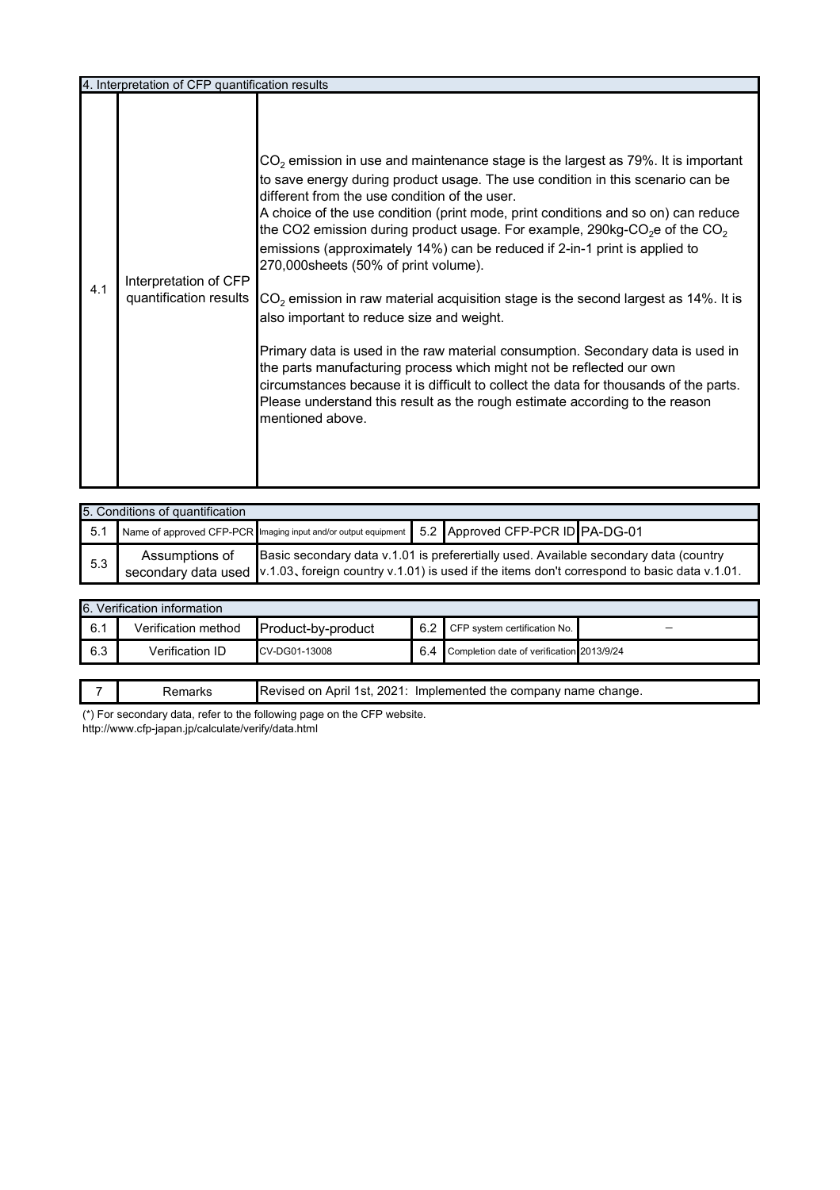| 4. Interpretation of CFP quantification results | | |
|---|---|---|
| 4.1 | Interpretation of CFP quantification results | $CO_2$ emission in use and maintenance stage is the largest as 79%. It is important to save energy during product usage. The use condition in this scenario can be different from the use condition of the user.<br>A choice of the use condition (print mode, print conditions and so on) can reduce the CO2 emission during product usage. For example, 290kg-$CO_2$e of the $CO_2$ emissions (approximately 14%) can be reduced if 2-in-1 print is applied to 270,000sheets (50% of print volume).<br><br>$CO_2$ emission in raw material acquisition stage is the second largest as 14%. It is also important to reduce size and weight.<br><br>Primary data is used in the raw material consumption. Secondary data is used in the parts manufacturing process which might not be reflected our own circumstances because it is difficult to collect the data for thousands of the parts. Please understand this result as the rough estimate according to the reason mentioned above. |

| 5. Conditions of quantification | | | | | |
|---|---|---|---|---|---|
| 5.1 | Name of approved CFP-PCR | Imaging input and/or output equipment | 5.2 | Approved CFP-PCR ID | PA-DG-01 |
| 5.3 | Assumptions of secondary data used | Basic secondary data v.1.01 is preferertially used. Available secondary data (country v.1.03、foreign country v.1.01) is used if the items don't correspond to basic data v.1.01. | | | |

| 6. Verification information | | | | | |
|---|---|---|---|---|---|
| 6.1 | Verification method | Product-by-product | 6.2 | CFP system certification No. | – |
| 6.3 | Verification ID | CV-DG01-13008 | 6.4 | Completion date of verification | 2013/9/24 |

| | | |
|---|---|---|
| 7 | Remarks | Revised on April 1st, 2021: Implemented the company name change. |

(*) For secondary data, refer to the following page on the CFP website.
http://www.cfp-japan.jp/calculate/verify/data.html